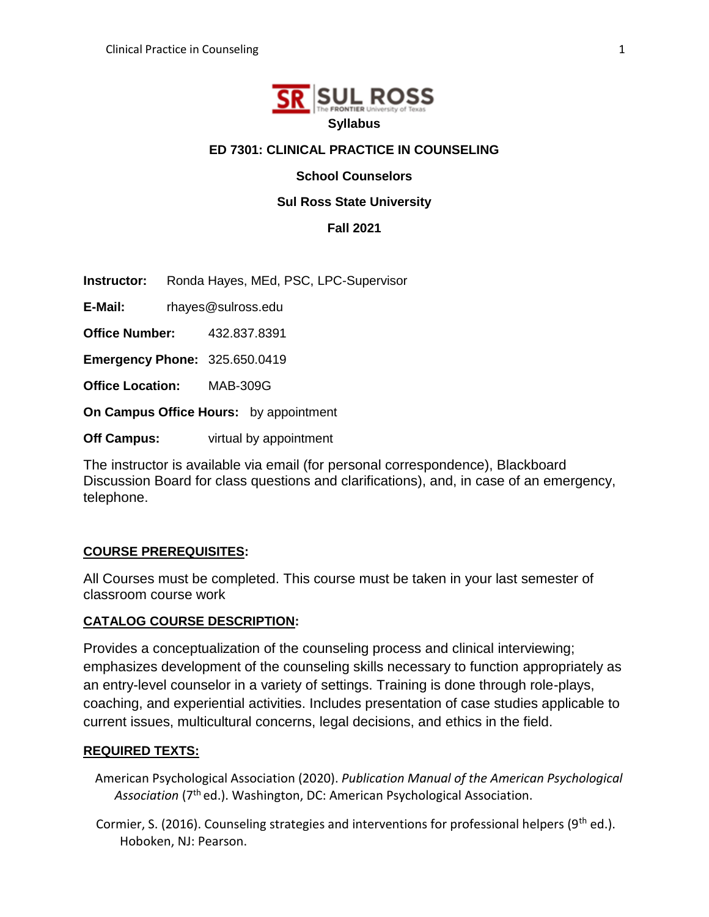**Syllabus**

# ED 7301: CLINICAL PRACTICE IN COUNSELING

**School Counselors**

**Sul Ross State University**

**Fall 2021**

**Instructor:** Ronda Hayes, MEd, PSC, LPC-Supervisor

**E-Mail:** rhayes@sulross.edu

**Office Number:** 432.837.8391

**Emergency Phone:** 325.650.0419

**Office Location:** MAB-309G

**On Campus Office Hours:** by appointment

**Off Campus:** virtual by appointment

The instructor is available via email (for personal correspondence), Blackboard Discussion Board for class questions and clarifications), and, in case of an emergency, telephone.

## COURSE PREREQUISITES:

All Courses must be completed. This course must be taken in your last semester of classroom course work

## CATALOG COURSE DESCRIPTION:

Provides a conceptualization of the counseling process and clinical interviewing; emphasizes development of the counseling skills necessary to function appropriately as an entry-level counselor in a variety of settings. Training is done through role-plays, coaching, and experiential activities. Includes presentation of case studies applicable to current issues, multicultural concerns, legal decisions, and ethics in the field.

## REQUIRED TEXTS:

American Psychological Association (2020). *Publication Manual of the American Psychological Association* (7th ed.). Washington, DC: American Psychological Association.

Cormier, S. (2016). Counseling strategies and interventions for professional helpers (9th ed.). Hoboken, NJ: Pearson.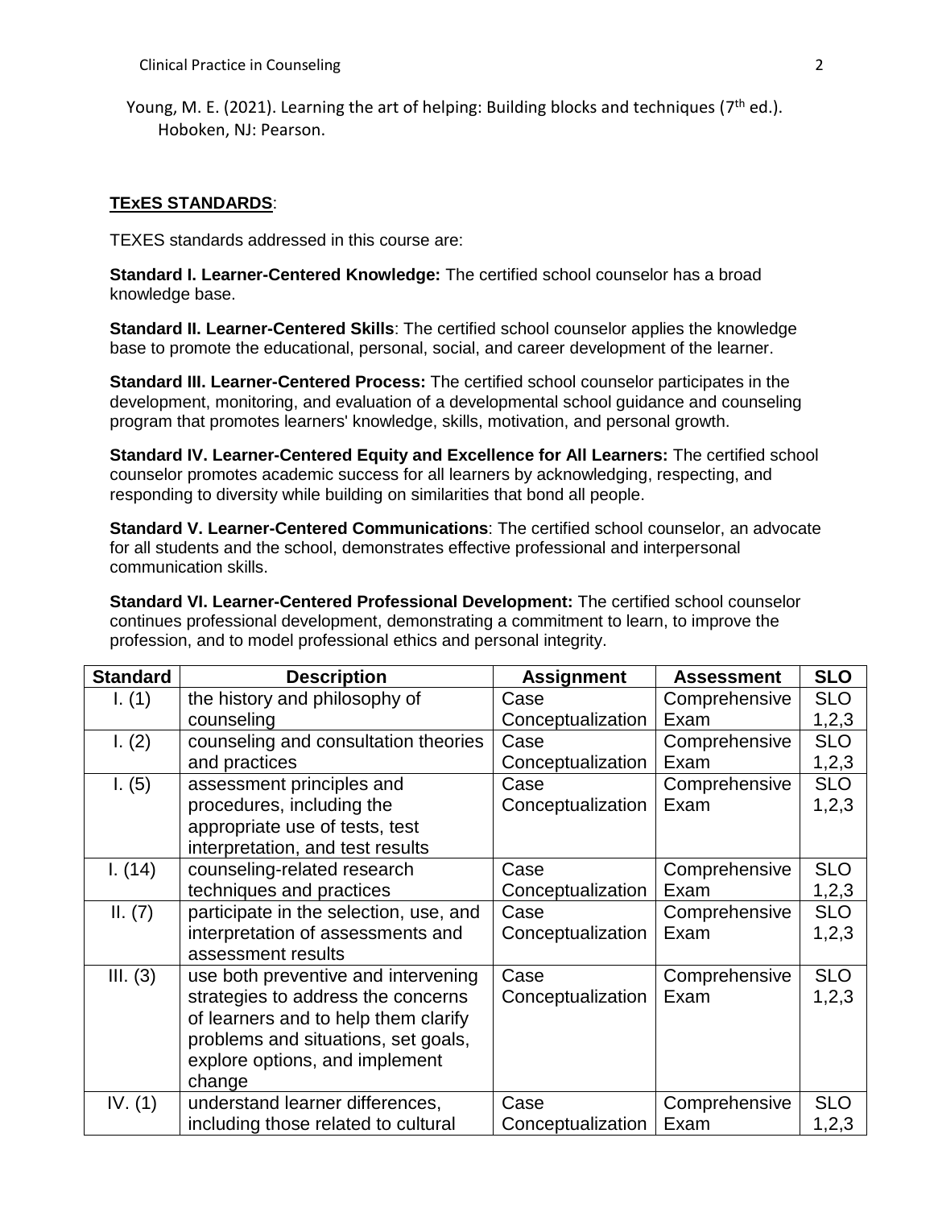Young, M. E. (2021). Learning the art of helping: Building blocks and techniques (7th ed.). Hoboken, NJ: Pearson.

**TExES STANDARDS**:

TEXES standards addressed in this course are:

**Standard I. Learner-Centered Knowledge:** The certified school counselor has a broad knowledge base.

**Standard II. Learner-Centered Skills**: The certified school counselor applies the knowledge base to promote the educational, personal, social, and career development of the learner.

**Standard III. Learner-Centered Process:** The certified school counselor participates in the development, monitoring, and evaluation of a developmental school guidance and counseling program that promotes learners' knowledge, skills, motivation, and personal growth.

**Standard IV. Learner-Centered Equity and Excellence for All Learners:** The certified school counselor promotes academic success for all learners by acknowledging, respecting, and responding to diversity while building on similarities that bond all people.

**Standard V. Learner-Centered Communications**: The certified school counselor, an advocate for all students and the school, demonstrates effective professional and interpersonal communication skills.

**Standard VI. Learner-Centered Professional Development:** The certified school counselor continues professional development, demonstrating a commitment to learn, to improve the profession, and to model professional ethics and personal integrity.

| Standard | Description | Assignment | Assessment | SLO |
|---|---|---|---|---|
| I. (1) | the history and philosophy of counseling | Case Conceptualization | Comprehensive Exam | SLO 1,2,3 |
| I. (2) | counseling and consultation theories and practices | Case Conceptualization | Comprehensive Exam | SLO 1,2,3 |
| I. (5) | assessment principles and procedures, including the appropriate use of tests, test interpretation, and test results | Case Conceptualization | Comprehensive Exam | SLO 1,2,3 |
| I. (14) | counseling-related research techniques and practices | Case Conceptualization | Comprehensive Exam | SLO 1,2,3 |
| II. (7) | participate in the selection, use, and interpretation of assessments and assessment results | Case Conceptualization | Comprehensive Exam | SLO 1,2,3 |
| III. (3) | use both preventive and intervening strategies to address the concerns of learners and to help them clarify problems and situations, set goals, explore options, and implement change | Case Conceptualization | Comprehensive Exam | SLO 1,2,3 |
| IV. (1) | understand learner differences, including those related to cultural | Case Conceptualization | Comprehensive Exam | SLO 1,2,3 |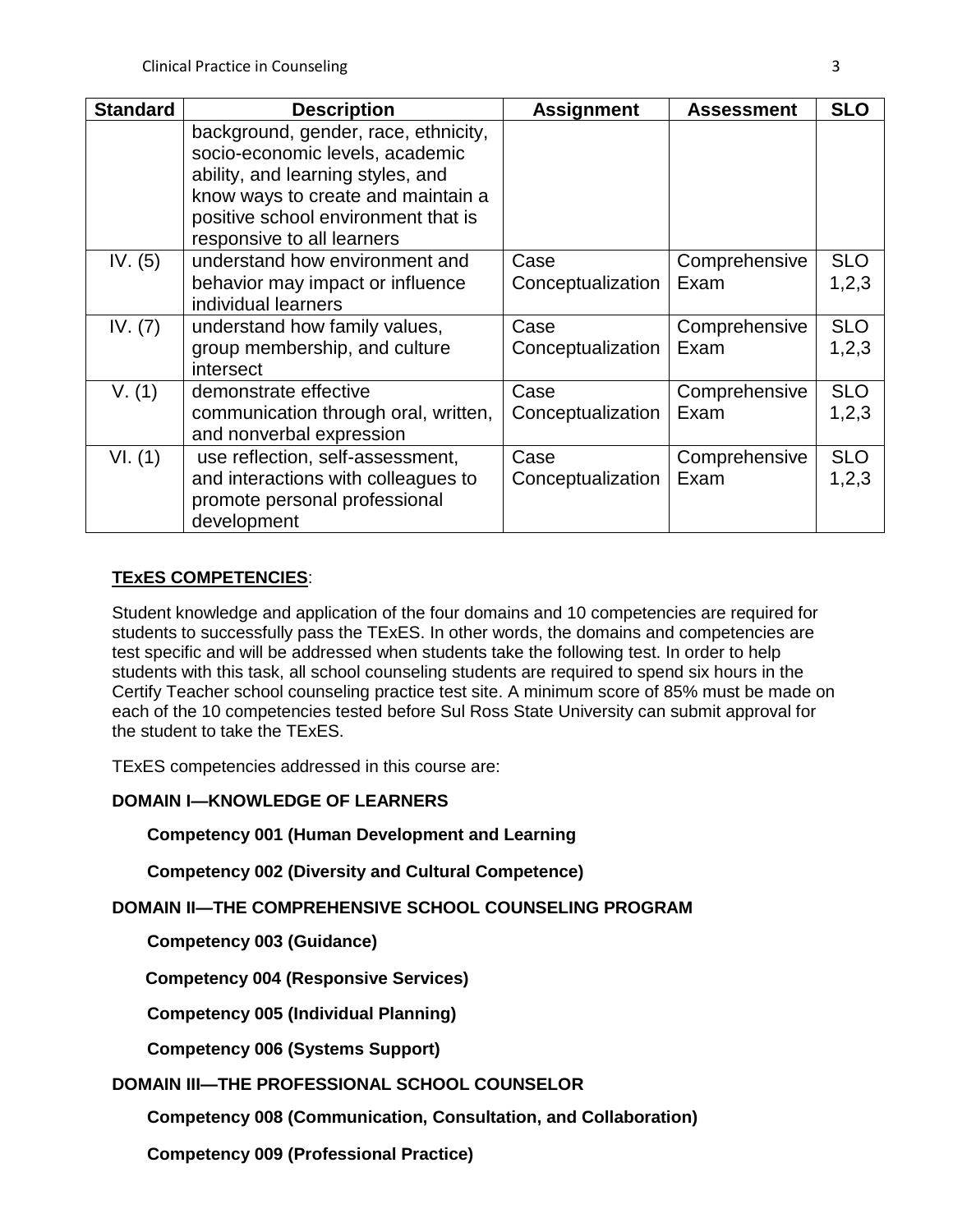| Standard | Description | Assignment | Assessment | SLO |
|---|---|---|---|---|
| | background, gender, race, ethnicity, socio-economic levels, academic ability, and learning styles, and know ways to create and maintain a positive school environment that is responsive to all learners | | | |
| IV. (5) | understand how environment and behavior may impact or influence individual learners | Case Conceptualization | Comprehensive Exam | SLO 1,2,3 |
| IV. (7) | understand how family values, group membership, and culture intersect | Case Conceptualization | Comprehensive Exam | SLO 1,2,3 |
| V. (1) | demonstrate effective communication through oral, written, and nonverbal expression | Case Conceptualization | Comprehensive Exam | SLO 1,2,3 |
| VI. (1) | use reflection, self-assessment, and interactions with colleagues to promote personal professional development | Case Conceptualization | Comprehensive Exam | SLO 1,2,3 |

**TExES COMPETENCIES**:

Student knowledge and application of the four domains and 10 competencies are required for students to successfully pass the TExES. In other words, the domains and competencies are test specific and will be addressed when students take the following test. In order to help students with this task, all school counseling students are required to spend six hours in the Certify Teacher school counseling practice test site. A minimum score of 85% must be made on each of the 10 competencies tested before Sul Ross State University can submit approval for the student to take the TExES.

TExES competencies addressed in this course are:

**DOMAIN I—KNOWLEDGE OF LEARNERS**

**Competency 001 (Human Development and Learning**

**Competency 002 (Diversity and Cultural Competence)**

**DOMAIN II—THE COMPREHENSIVE SCHOOL COUNSELING PROGRAM**

**Competency 003 (Guidance)**

**Competency 004 (Responsive Services)**

**Competency 005 (Individual Planning)**

**Competency 006 (Systems Support)**

**DOMAIN III—THE PROFESSIONAL SCHOOL COUNSELOR**

**Competency 008 (Communication, Consultation, and Collaboration)**

**Competency 009 (Professional Practice)**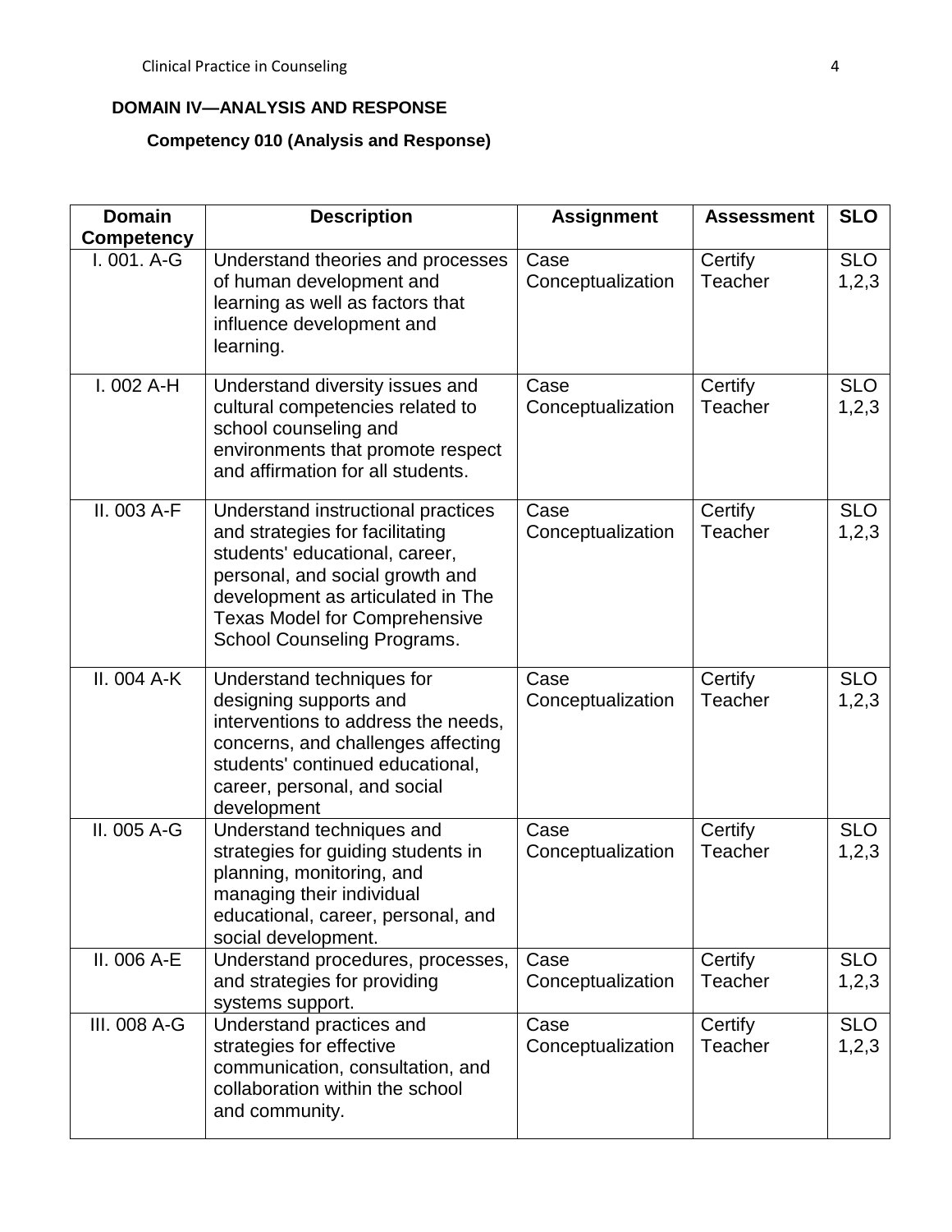**DOMAIN IV—ANALYSIS AND RESPONSE**

**Competency 010 (Analysis and Response)**

| Domain Competency | Description | Assignment | Assessment | SLO |
|---|---|---|---|---|
| I. 001. A-G | Understand theories and processes of human development and learning as well as factors that influence development and learning. | Case Conceptualization | Certify Teacher | SLO 1,2,3 |
| I. 002 A-H | Understand diversity issues and cultural competencies related to school counseling and environments that promote respect and affirmation for all students. | Case Conceptualization | Certify Teacher | SLO 1,2,3 |
| II. 003 A-F | Understand instructional practices and strategies for facilitating students' educational, career, personal, and social growth and development as articulated in The Texas Model for Comprehensive School Counseling Programs. | Case Conceptualization | Certify Teacher | SLO 1,2,3 |
| II. 004 A-K | Understand techniques for designing supports and interventions to address the needs, concerns, and challenges affecting students' continued educational, career, personal, and social development | Case Conceptualization | Certify Teacher | SLO 1,2,3 |
| II. 005 A-G | Understand techniques and strategies for guiding students in planning, monitoring, and managing their individual educational, career, personal, and social development. | Case Conceptualization | Certify Teacher | SLO 1,2,3 |
| II. 006 A-E | Understand procedures, processes, and strategies for providing systems support. | Case Conceptualization | Certify Teacher | SLO 1,2,3 |
| III. 008 A-G | Understand practices and strategies for effective communication, consultation, and collaboration within the school and community. | Case Conceptualization | Certify Teacher | SLO 1,2,3 |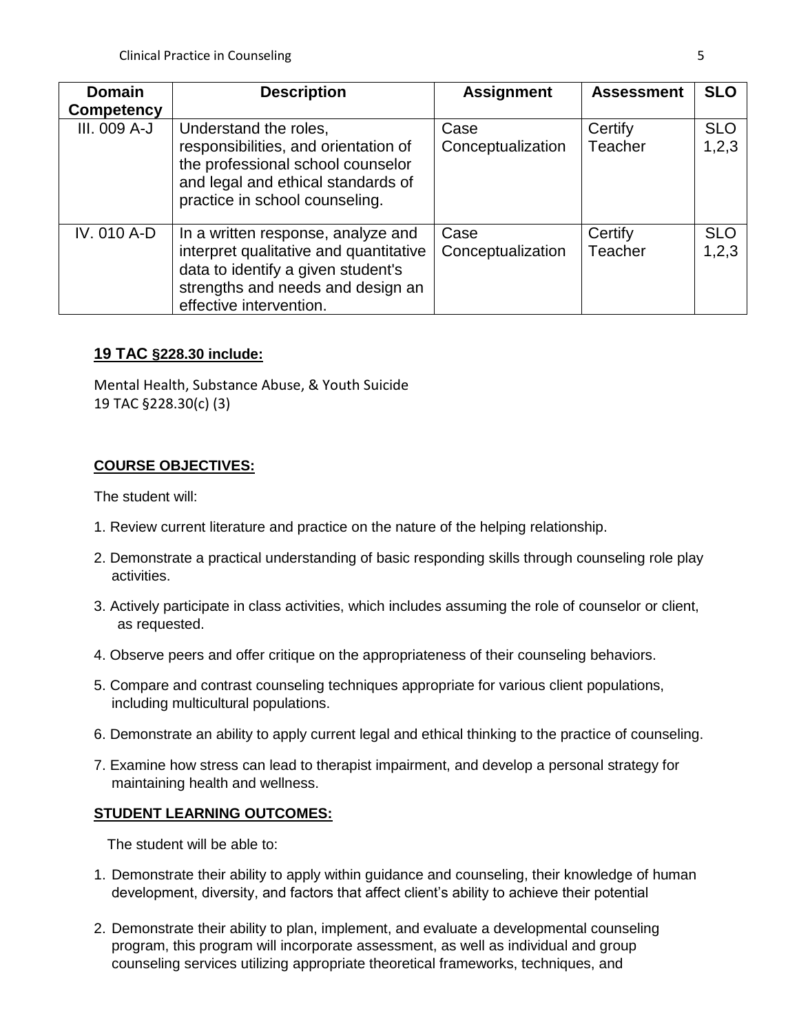| Domain Competency | Description | Assignment | Assessment | SLO |
|---|---|---|---|---|
| III. 009 A-J | Understand the roles, responsibilities, and orientation of the professional school counselor and legal and ethical standards of practice in school counseling. | Case Conceptualization | Certify Teacher | SLO 1,2,3 |
| IV. 010 A-D | In a written response, analyze and interpret qualitative and quantitative data to identify a given student's strengths and needs and design an effective intervention. | Case Conceptualization | Certify Teacher | SLO 1,2,3 |

**19 TAC §228.30 include:**

Mental Health, Substance Abuse, & Youth Suicide
19 TAC §228.30(c) (3)

**COURSE OBJECTIVES:**

The student will:

1. Review current literature and practice on the nature of the helping relationship.
2. Demonstrate a practical understanding of basic responding skills through counseling role play activities.
3. Actively participate in class activities, which includes assuming the role of counselor or client, as requested.
4. Observe peers and offer critique on the appropriateness of their counseling behaviors.
5. Compare and contrast counseling techniques appropriate for various client populations, including multicultural populations.
6. Demonstrate an ability to apply current legal and ethical thinking to the practice of counseling.
7. Examine how stress can lead to therapist impairment, and develop a personal strategy for maintaining health and wellness.

**STUDENT LEARNING OUTCOMES:**

The student will be able to:

1. Demonstrate their ability to apply within guidance and counseling, their knowledge of human development, diversity, and factors that affect client's ability to achieve their potential
2. Demonstrate their ability to plan, implement, and evaluate a developmental counseling program, this program will incorporate assessment, as well as individual and group counseling services utilizing appropriate theoretical frameworks, techniques, and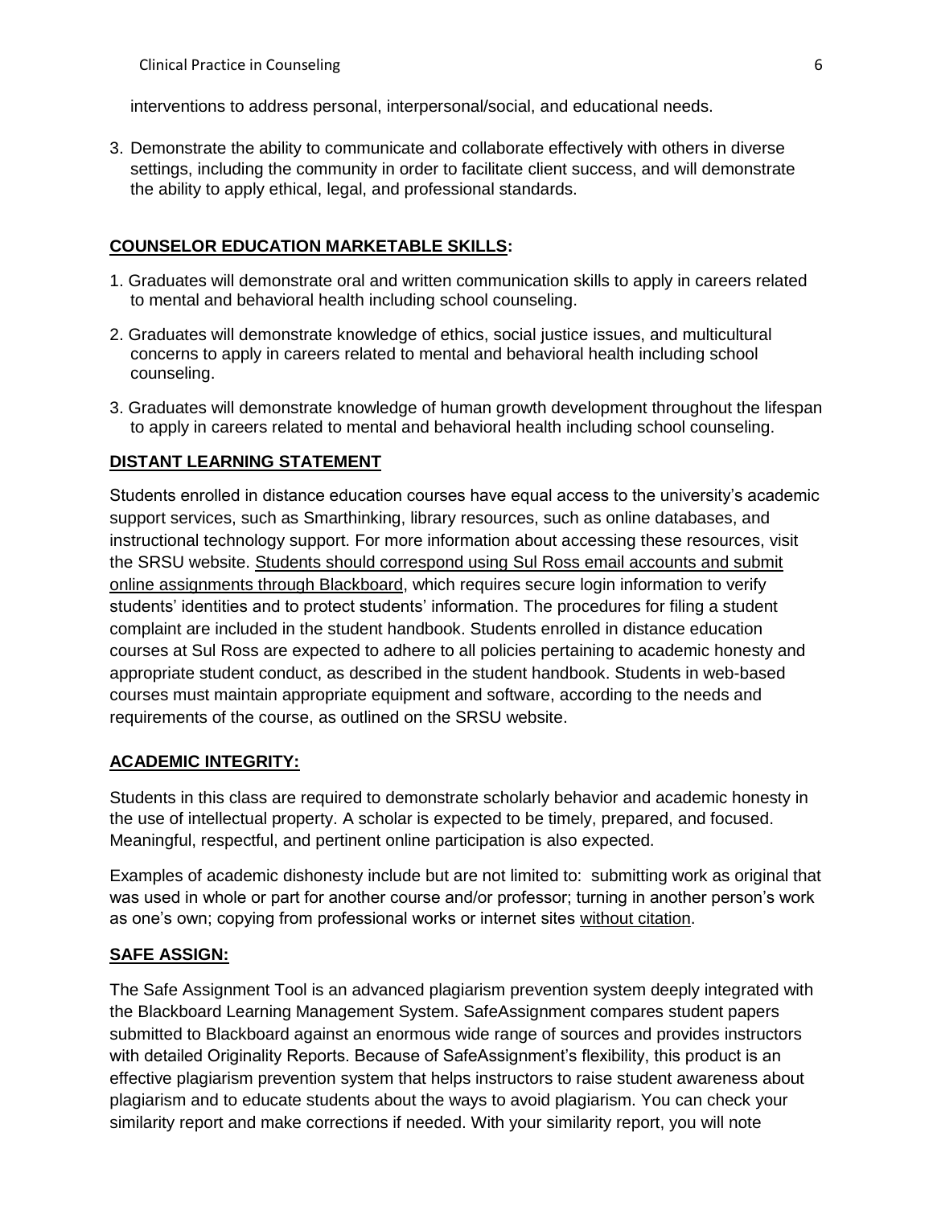interventions to address personal, interpersonal/social, and educational needs.

3. Demonstrate the ability to communicate and collaborate effectively with others in diverse settings, including the community in order to facilitate client success, and will demonstrate the ability to apply ethical, legal, and professional standards.

## COUNSELOR EDUCATION MARKETABLE SKILLS:

1. Graduates will demonstrate oral and written communication skills to apply in careers related to mental and behavioral health including school counseling.
2. Graduates will demonstrate knowledge of ethics, social justice issues, and multicultural concerns to apply in careers related to mental and behavioral health including school counseling.
3. Graduates will demonstrate knowledge of human growth development throughout the lifespan to apply in careers related to mental and behavioral health including school counseling.

## DISTANT LEARNING STATEMENT

Students enrolled in distance education courses have equal access to the university's academic support services, such as Smarthinking, library resources, such as online databases, and instructional technology support. For more information about accessing these resources, visit the SRSU website. Students should correspond using Sul Ross email accounts and submit online assignments through Blackboard, which requires secure login information to verify students' identities and to protect students' information. The procedures for filing a student complaint are included in the student handbook. Students enrolled in distance education courses at Sul Ross are expected to adhere to all policies pertaining to academic honesty and appropriate student conduct, as described in the student handbook. Students in web-based courses must maintain appropriate equipment and software, according to the needs and requirements of the course, as outlined on the SRSU website.

## ACADEMIC INTEGRITY:

Students in this class are required to demonstrate scholarly behavior and academic honesty in the use of intellectual property. A scholar is expected to be timely, prepared, and focused. Meaningful, respectful, and pertinent online participation is also expected.

Examples of academic dishonesty include but are not limited to: submitting work as original that was used in whole or part for another course and/or professor; turning in another person's work as one's own; copying from professional works or internet sites without citation.

## SAFE ASSIGN:

The Safe Assignment Tool is an advanced plagiarism prevention system deeply integrated with the Blackboard Learning Management System. SafeAssignment compares student papers submitted to Blackboard against an enormous wide range of sources and provides instructors with detailed Originality Reports. Because of SafeAssignment's flexibility, this product is an effective plagiarism prevention system that helps instructors to raise student awareness about plagiarism and to educate students about the ways to avoid plagiarism. You can check your similarity report and make corrections if needed. With your similarity report, you will note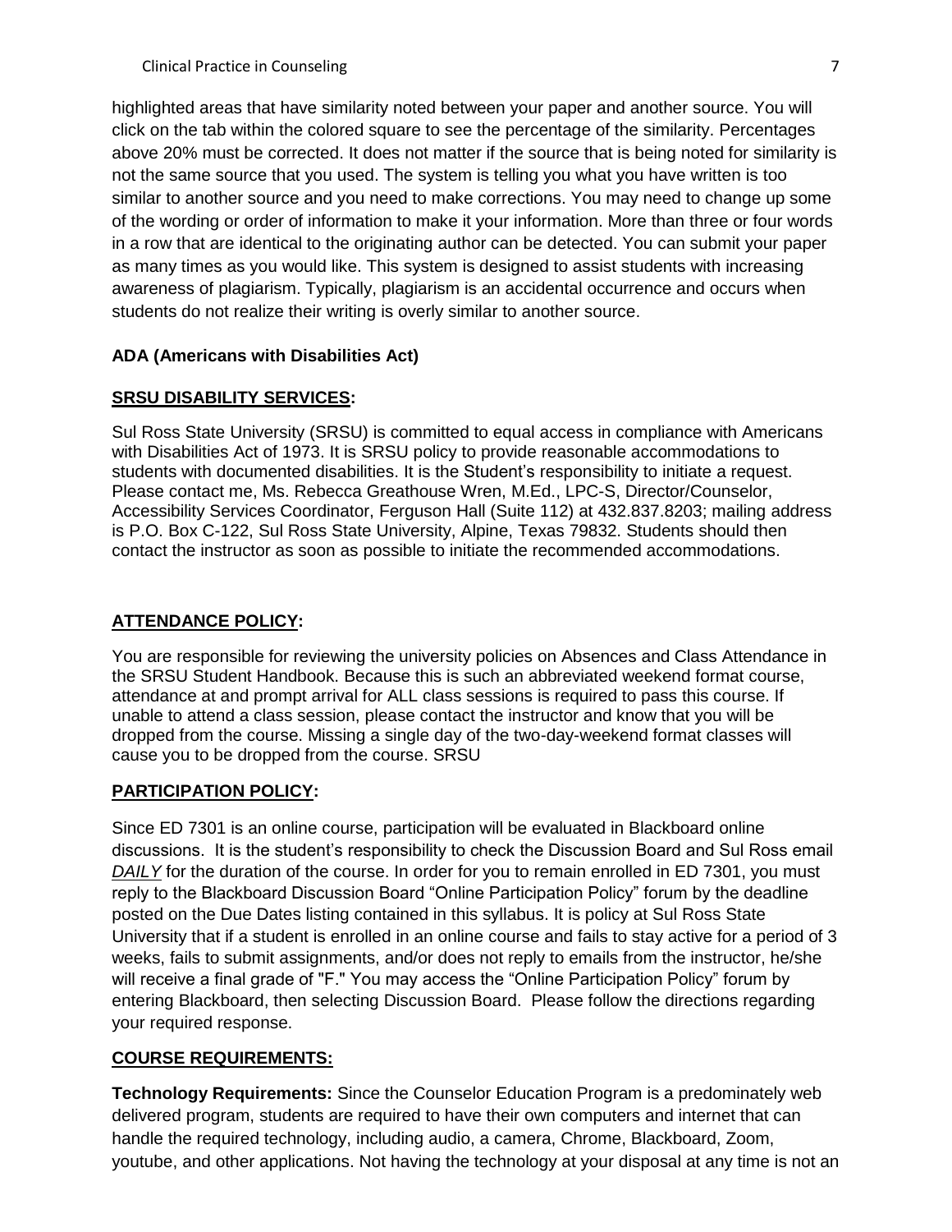highlighted areas that have similarity noted between your paper and another source. You will click on the tab within the colored square to see the percentage of the similarity. Percentages above 20% must be corrected. It does not matter if the source that is being noted for similarity is not the same source that you used. The system is telling you what you have written is too similar to another source and you need to make corrections. You may need to change up some of the wording or order of information to make it your information. More than three or four words in a row that are identical to the originating author can be detected. You can submit your paper as many times as you would like. This system is designed to assist students with increasing awareness of plagiarism. Typically, plagiarism is an accidental occurrence and occurs when students do not realize their writing is overly similar to another source.

**ADA (Americans with Disabilities Act)**

**<u>SRSU DISABILITY SERVICES</u>:**

Sul Ross State University (SRSU) is committed to equal access in compliance with Americans with Disabilities Act of 1973. It is SRSU policy to provide reasonable accommodations to students with documented disabilities. It is the Student's responsibility to initiate a request. Please contact me, Ms. Rebecca Greathouse Wren, M.Ed., LPC-S, Director/Counselor, Accessibility Services Coordinator, Ferguson Hall (Suite 112) at 432.837.8203; mailing address is P.O. Box C-122, Sul Ross State University, Alpine, Texas 79832. Students should then contact the instructor as soon as possible to initiate the recommended accommodations.

**<u>ATTENDANCE POLICY</u>:**

You are responsible for reviewing the university policies on Absences and Class Attendance in the SRSU Student Handbook. Because this is such an abbreviated weekend format course, attendance at and prompt arrival for ALL class sessions is required to pass this course. If unable to attend a class session, please contact the instructor and know that you will be dropped from the course. Missing a single day of the two-day-weekend format classes will cause you to be dropped from the course. SRSU

**<u>PARTICIPATION POLICY</u>:**

Since ED 7301 is an online course, participation will be evaluated in Blackboard online discussions. It is the student's responsibility to check the Discussion Board and Sul Ross email ***<u>DAILY</u>*** for the duration of the course. In order for you to remain enrolled in ED 7301, you must reply to the Blackboard Discussion Board "Online Participation Policy" forum by the deadline posted on the Due Dates listing contained in this syllabus. It is policy at Sul Ross State University that if a student is enrolled in an online course and fails to stay active for a period of 3 weeks, fails to submit assignments, and/or does not reply to emails from the instructor, he/she will receive a final grade of "F." You may access the "Online Participation Policy" forum by entering Blackboard, then selecting Discussion Board. Please follow the directions regarding your required response.

**<u>COURSE REQUIREMENTS:</u>**

**Technology Requirements:** Since the Counselor Education Program is a predominately web delivered program, students are required to have their own computers and internet that can handle the required technology, including audio, a camera, Chrome, Blackboard, Zoom, youtube, and other applications. Not having the technology at your disposal at any time is not an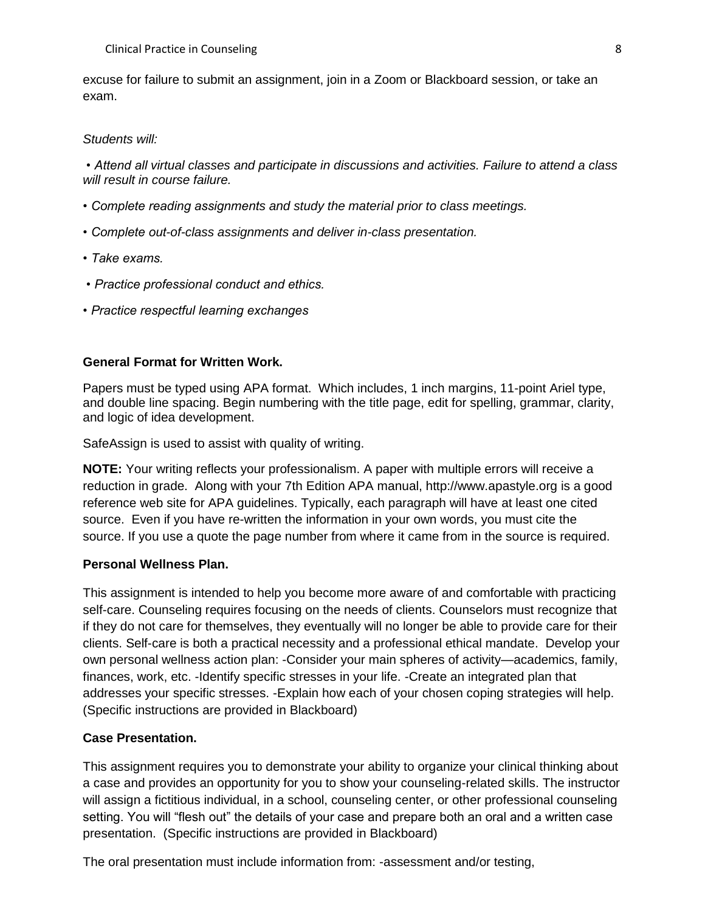excuse for failure to submit an assignment, join in a Zoom or Blackboard session, or take an exam.

*Students will:*

- *Attend all virtual classes and participate in discussions and activities. Failure to attend a class will result in course failure.*
- *Complete reading assignments and study the material prior to class meetings.*
- *Complete out-of-class assignments and deliver in-class presentation.*
- *Take exams.*
- *Practice professional conduct and ethics.*
- *Practice respectful learning exchanges*

**General Format for Written Work.**

Papers must be typed using APA format. Which includes, 1 inch margins, 11-point Ariel type, and double line spacing. Begin numbering with the title page, edit for spelling, grammar, clarity, and logic of idea development.

SafeAssign is used to assist with quality of writing.

**NOTE:** Your writing reflects your professionalism. A paper with multiple errors will receive a reduction in grade. Along with your 7th Edition APA manual, http://www.apastyle.org is a good reference web site for APA guidelines. Typically, each paragraph will have at least one cited source. Even if you have re-written the information in your own words, you must cite the source. If you use a quote the page number from where it came from in the source is required.

**Personal Wellness Plan.**

This assignment is intended to help you become more aware of and comfortable with practicing self-care. Counseling requires focusing on the needs of clients. Counselors must recognize that if they do not care for themselves, they eventually will no longer be able to provide care for their clients. Self-care is both a practical necessity and a professional ethical mandate. Develop your own personal wellness action plan: -Consider your main spheres of activity—academics, family, finances, work, etc. -Identify specific stresses in your life. -Create an integrated plan that addresses your specific stresses. -Explain how each of your chosen coping strategies will help. (Specific instructions are provided in Blackboard)

**Case Presentation.**

This assignment requires you to demonstrate your ability to organize your clinical thinking about a case and provides an opportunity for you to show your counseling-related skills. The instructor will assign a fictitious individual, in a school, counseling center, or other professional counseling setting. You will "flesh out" the details of your case and prepare both an oral and a written case presentation. (Specific instructions are provided in Blackboard)

The oral presentation must include information from: -assessment and/or testing,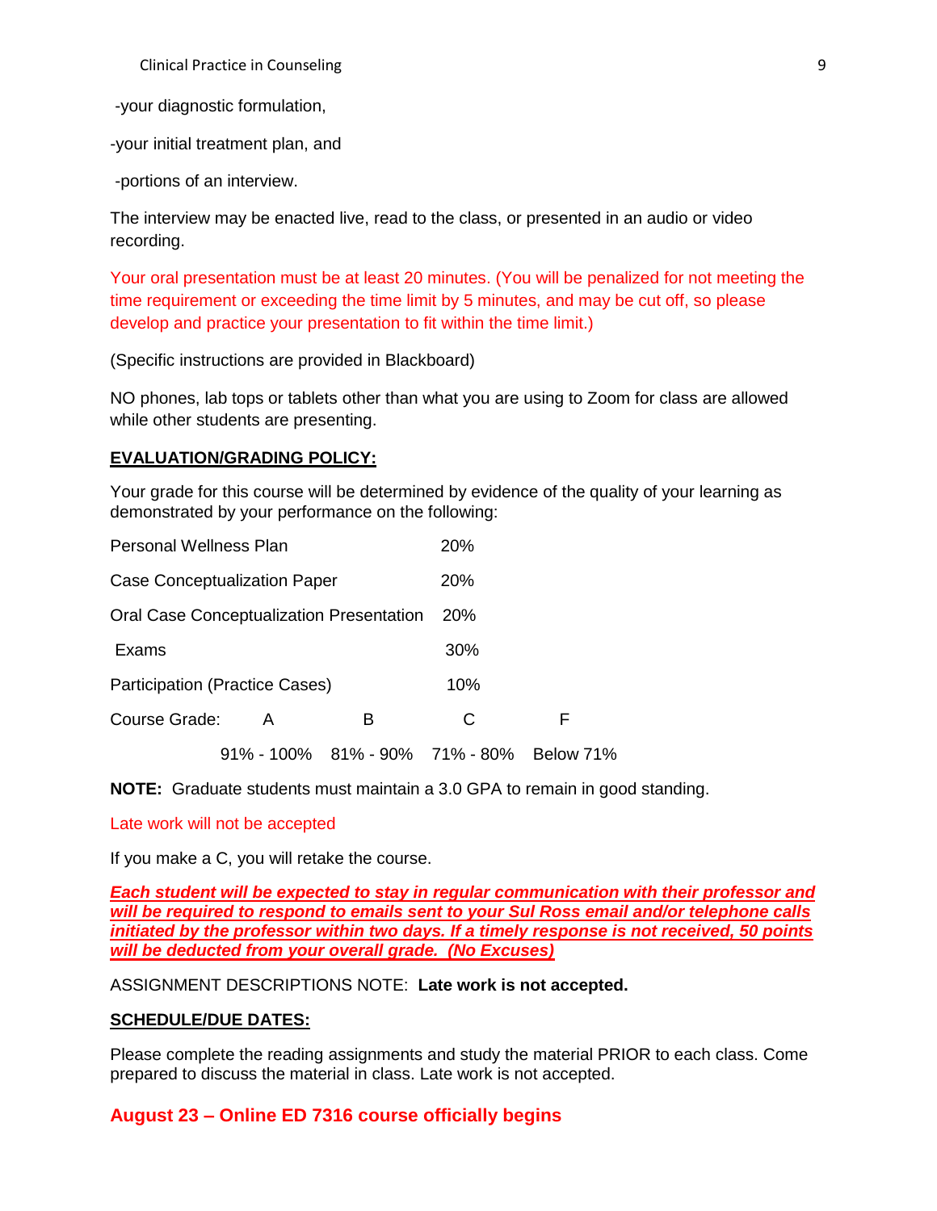-your diagnostic formulation,

-your initial treatment plan, and

-portions of an interview.

The interview may be enacted live, read to the class, or presented in an audio or video recording.

Your oral presentation must be at least 20 minutes. (You will be penalized for not meeting the time requirement or exceeding the time limit by 5 minutes, and may be cut off, so please develop and practice your presentation to fit within the time limit.)

(Specific instructions are provided in Blackboard)

NO phones, lab tops or tablets other than what you are using to Zoom for class are allowed while other students are presenting.

**EVALUATION/GRADING POLICY:**

Your grade for this course will be determined by evidence of the quality of your learning as demonstrated by your performance on the following:

| | |
|---|---|
| Personal Wellness Plan | 20% |
| Case Conceptualization Paper | 20% |
| Oral Case Conceptualization Presentation | 20% |
| Exams | 30% |
| Participation (Practice Cases) | 10% |

| Course Grade: | A | B | C | F |
|---|---|---|---|---|
| | 91% - 100% | 81% - 90% | 71% - 80% | Below 71% |

**NOTE:** Graduate students must maintain a 3.0 GPA to remain in good standing.

Late work will not be accepted

If you make a C, you will retake the course.

***Each student will be expected to stay in regular communication with their professor and will be required to respond to emails sent to your Sul Ross email and/or telephone calls initiated by the professor within two days. If a timely response is not received, 50 points will be deducted from your overall grade. (No Excuses)***

ASSIGNMENT DESCRIPTIONS NOTE: **Late work is not accepted.**

**SCHEDULE/DUE DATES:**

Please complete the reading assignments and study the material PRIOR to each class. Come prepared to discuss the material in class. Late work is not accepted.

**August 23 – Online ED 7316 course officially begins**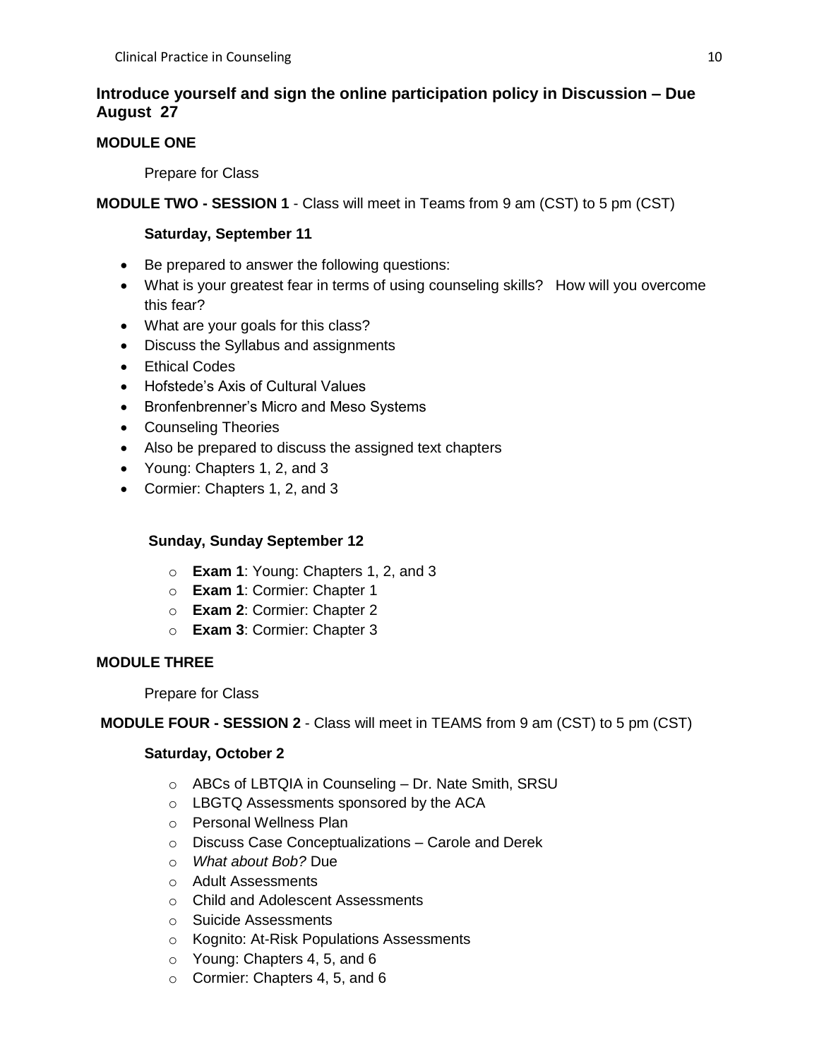## Introduce yourself and sign the online participation policy in Discussion – Due August 27

**MODULE ONE**

Prepare for Class

**MODULE TWO - SESSION 1** - Class will meet in Teams from 9 am (CST) to 5 pm (CST)

**Saturday, September 11**

- Be prepared to answer the following questions:
- What is your greatest fear in terms of using counseling skills? How will you overcome this fear?
- What are your goals for this class?
- Discuss the Syllabus and assignments
- Ethical Codes
- Hofstede's Axis of Cultural Values
- Bronfenbrenner's Micro and Meso Systems
- Counseling Theories
- Also be prepared to discuss the assigned text chapters
- Young: Chapters 1, 2, and 3
- Cormier: Chapters 1, 2, and 3

**Sunday, Sunday September 12**

- **Exam 1**: Young: Chapters 1, 2, and 3
- **Exam 1**: Cormier: Chapter 1
- **Exam 2**: Cormier: Chapter 2
- **Exam 3**: Cormier: Chapter 3

**MODULE THREE**

Prepare for Class

**MODULE FOUR - SESSION 2** - Class will meet in TEAMS from 9 am (CST) to 5 pm (CST)

**Saturday, October 2**

- ABCs of LBTQIA in Counseling – Dr. Nate Smith, SRSU
- LBGTQ Assessments sponsored by the ACA
- Personal Wellness Plan
- Discuss Case Conceptualizations – Carole and Derek
- *What about Bob?* Due
- Adult Assessments
- Child and Adolescent Assessments
- Suicide Assessments
- Kognito: At-Risk Populations Assessments
- Young: Chapters 4, 5, and 6
- Cormier: Chapters 4, 5, and 6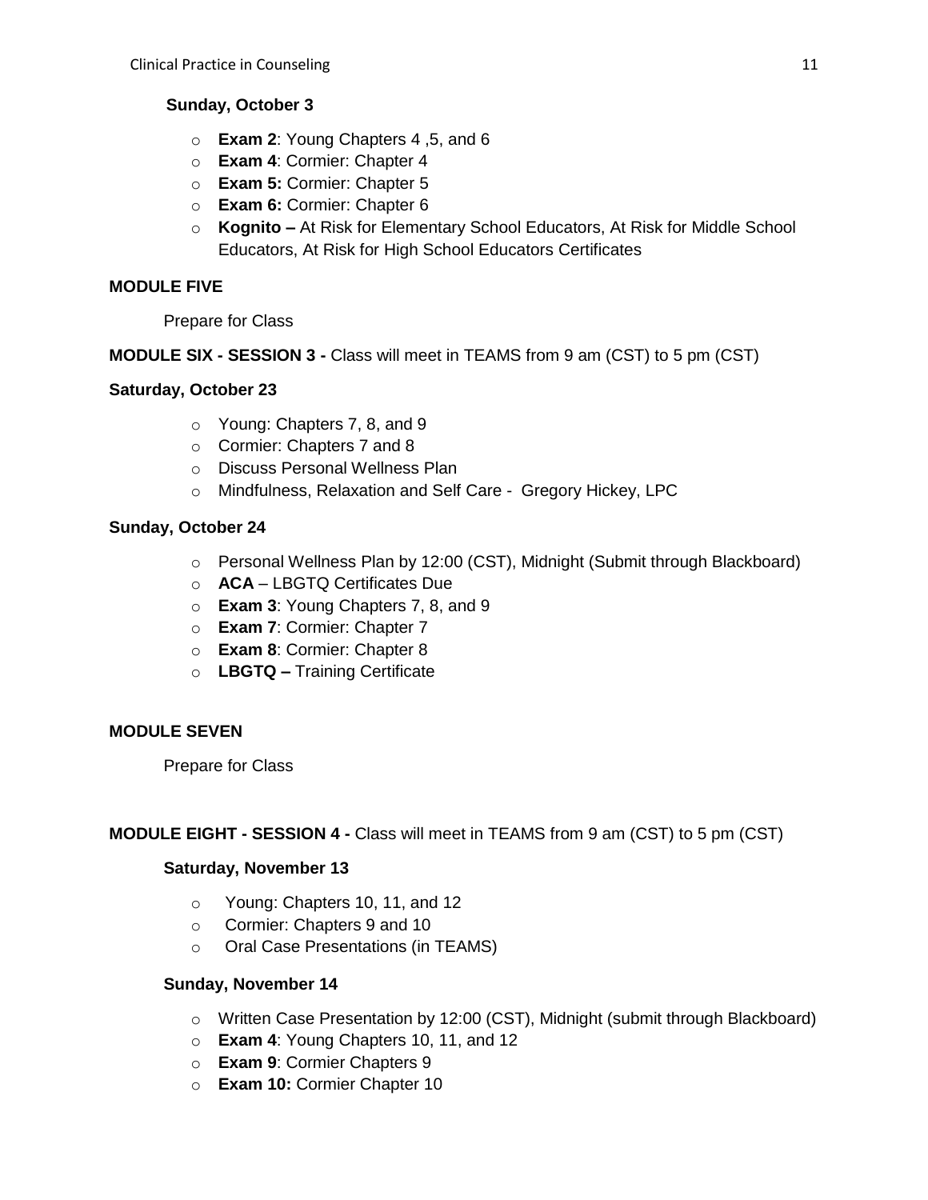**Sunday, October 3**

- **Exam 2**: Young Chapters 4 ,5, and 6
- **Exam 4**: Cormier: Chapter 4
- **Exam 5:** Cormier: Chapter 5
- **Exam 6:** Cormier: Chapter 6
- **Kognito –** At Risk for Elementary School Educators, At Risk for Middle School Educators, At Risk for High School Educators Certificates

**MODULE FIVE**

Prepare for Class

**MODULE SIX - SESSION 3 -** Class will meet in TEAMS from 9 am (CST) to 5 pm (CST)

**Saturday, October 23**

- Young: Chapters 7, 8, and 9
- Cormier: Chapters 7 and 8
- Discuss Personal Wellness Plan
- Mindfulness, Relaxation and Self Care - Gregory Hickey, LPC

**Sunday, October 24**

- Personal Wellness Plan by 12:00 (CST), Midnight (Submit through Blackboard)
- **ACA** – LBGTQ Certificates Due
- **Exam 3**: Young Chapters 7, 8, and 9
- **Exam 7**: Cormier: Chapter 7
- **Exam 8**: Cormier: Chapter 8
- **LBGTQ –** Training Certificate

**MODULE SEVEN**

Prepare for Class

**MODULE EIGHT - SESSION 4 -** Class will meet in TEAMS from 9 am (CST) to 5 pm (CST)

**Saturday, November 13**

- Young: Chapters 10, 11, and 12
- Cormier: Chapters 9 and 10
- Oral Case Presentations (in TEAMS)

**Sunday, November 14**

- Written Case Presentation by 12:00 (CST), Midnight (submit through Blackboard)
- **Exam 4**: Young Chapters 10, 11, and 12
- **Exam 9**: Cormier Chapters 9
- **Exam 10:** Cormier Chapter 10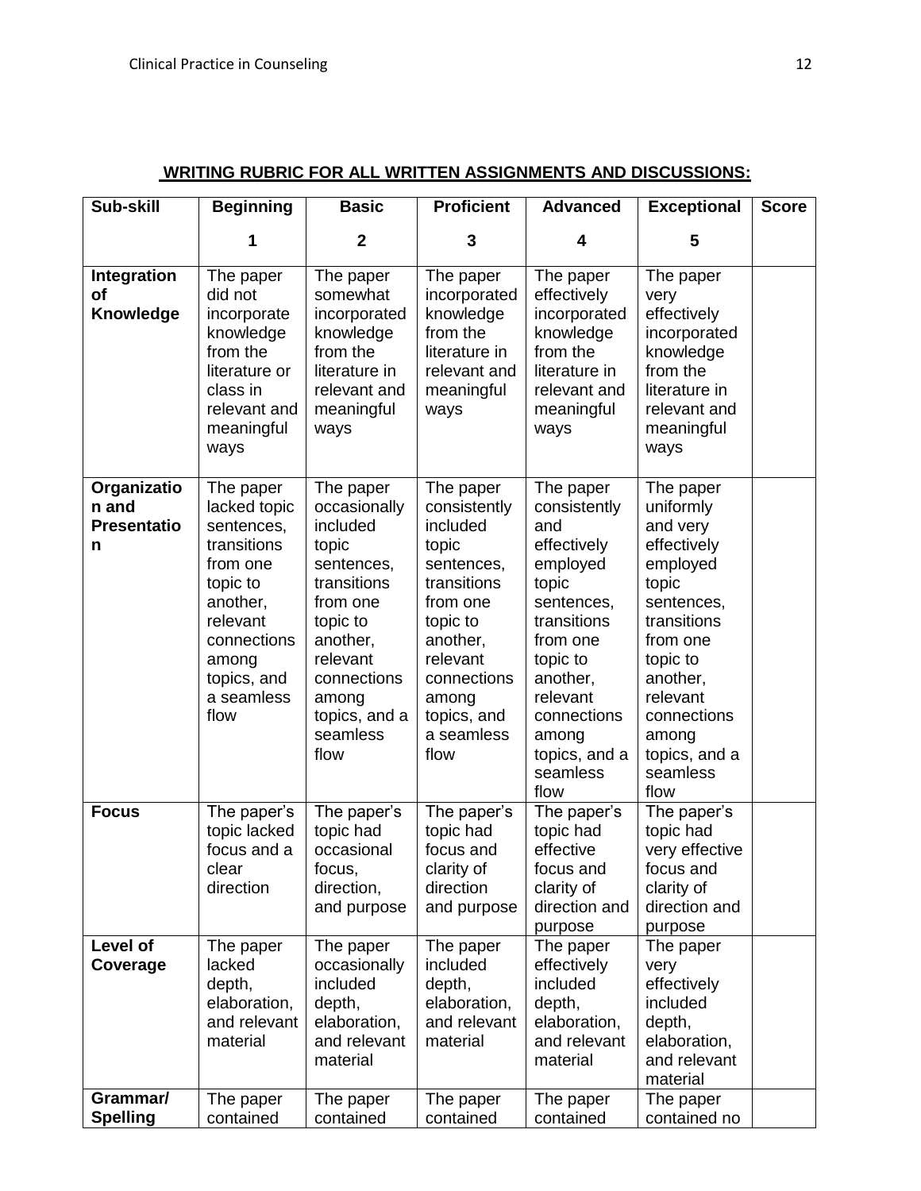## WRITING RUBRIC FOR ALL WRITTEN ASSIGNMENTS AND DISCUSSIONS:

| Sub-skill | Beginning<br><br>1 | Basic<br><br>2 | Proficient<br><br>3 | Advanced<br><br>4 | Exceptional<br><br>5 | Score |
|---|---|---|---|---|---|---|
| **Integration of Knowledge** | The paper did not incorporate knowledge from the literature or class in relevant and meaningful ways | The paper somewhat incorporated knowledge from the literature in relevant and meaningful ways | The paper incorporated knowledge from the literature in relevant and meaningful ways | The paper effectively incorporated knowledge from the literature in relevant and meaningful ways | The paper very effectively incorporated knowledge from the literature in relevant and meaningful ways | |
| **Organization and Presentation** | The paper lacked topic sentences, transitions from one topic to another, relevant connections among topics, and a seamless flow | The paper occasionally included topic sentences, transitions from one topic to another, relevant connections among topics, and a seamless flow | The paper consistently included topic sentences, transitions from one topic to another, relevant connections among topics, and a seamless flow | The paper consistently and effectively employed topic sentences, transitions from one topic to another, relevant connections among topics, and a seamless flow | The paper uniformly and very effectively employed topic sentences, transitions from one topic to another, relevant connections among topics, and a seamless flow | |
| **Focus** | The paper's topic lacked focus and a clear direction | The paper's topic had occasional focus, direction, and purpose | The paper's topic had focus and clarity of direction and purpose | The paper's topic had effective focus and clarity of direction and purpose | The paper's topic had very effective focus and clarity of direction and purpose | |
| **Level of Coverage** | The paper lacked depth, elaboration, and relevant material | The paper occasionally included depth, elaboration, and relevant material | The paper included depth, elaboration, and relevant material | The paper effectively included depth, elaboration, and relevant material | The paper very effectively included depth, elaboration, and relevant material | |
| **Grammar/ Spelling** | The paper contained | The paper contained | The paper contained | The paper contained | The paper contained no | |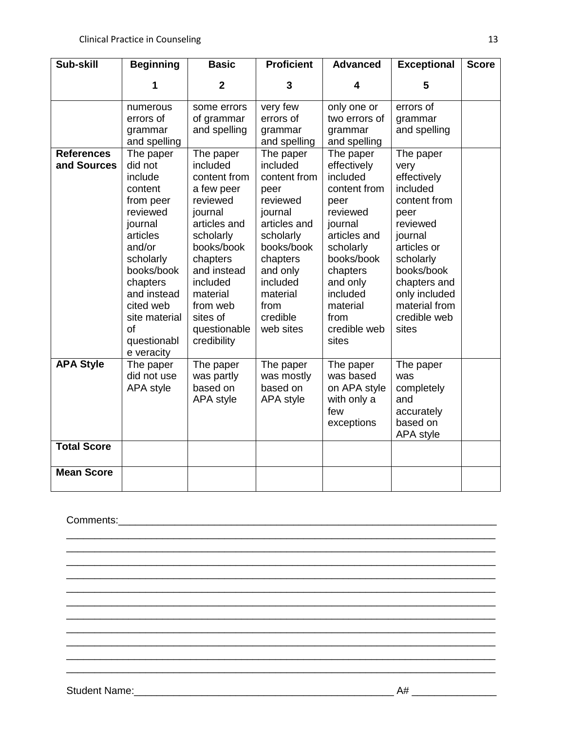| Sub-skill | Beginning<br>1 | Basic<br>2 | Proficient<br>3 | Advanced<br>4 | Exceptional<br>5 | Score |
|---|---|---|---|---|---|---|
| | numerous errors of grammar and spelling | some errors of grammar and spelling | very few errors of grammar and spelling | only one or two errors of grammar and spelling | errors of grammar and spelling | |
| **References and Sources** | The paper did not include content from peer reviewed journal articles and/or scholarly books/book chapters and instead cited web site material of questionable veracity | The paper included content from a few peer reviewed journal articles and scholarly books/book chapters and instead included material from web sites of questionable credibility | The paper included content from peer reviewed journal articles and scholarly books/book chapters and only included material from credible web sites | The paper effectively included content from peer reviewed journal articles and scholarly books/book chapters and only included material from credible web sites | The paper very effectively included content from peer reviewed journal articles or scholarly books/book chapters and only included material from credible web sites | |
| **APA Style** | The paper did not use APA style | The paper was partly based on APA style | The paper was mostly based on APA style | The paper was based on APA style with only a few exceptions | The paper was completely and accurately based on APA style | |
| **Total Score** | | | | | | |
| **Mean Score** | | | | | | |

Comments:_______________________________________________________________________
_______________________________________________________________________________
_______________________________________________________________________________
_______________________________________________________________________________
_______________________________________________________________________________
_______________________________________________________________________________
_______________________________________________________________________________
_______________________________________________________________________________
_______________________________________________________________________________
_______________________________________________________________________________
_______________________________________________________________________________
_______________________________________________________________________________

Student Name:_______________________________________________ A# _______________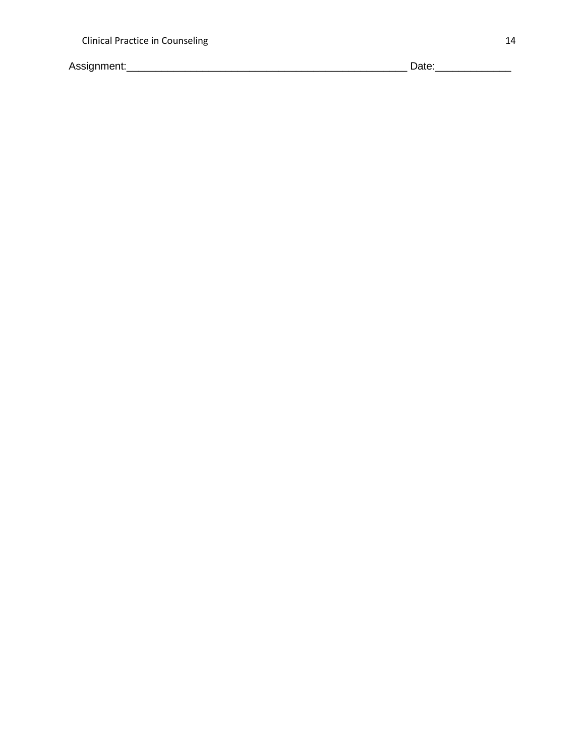Assignment:_______________________________________________ Date:____________